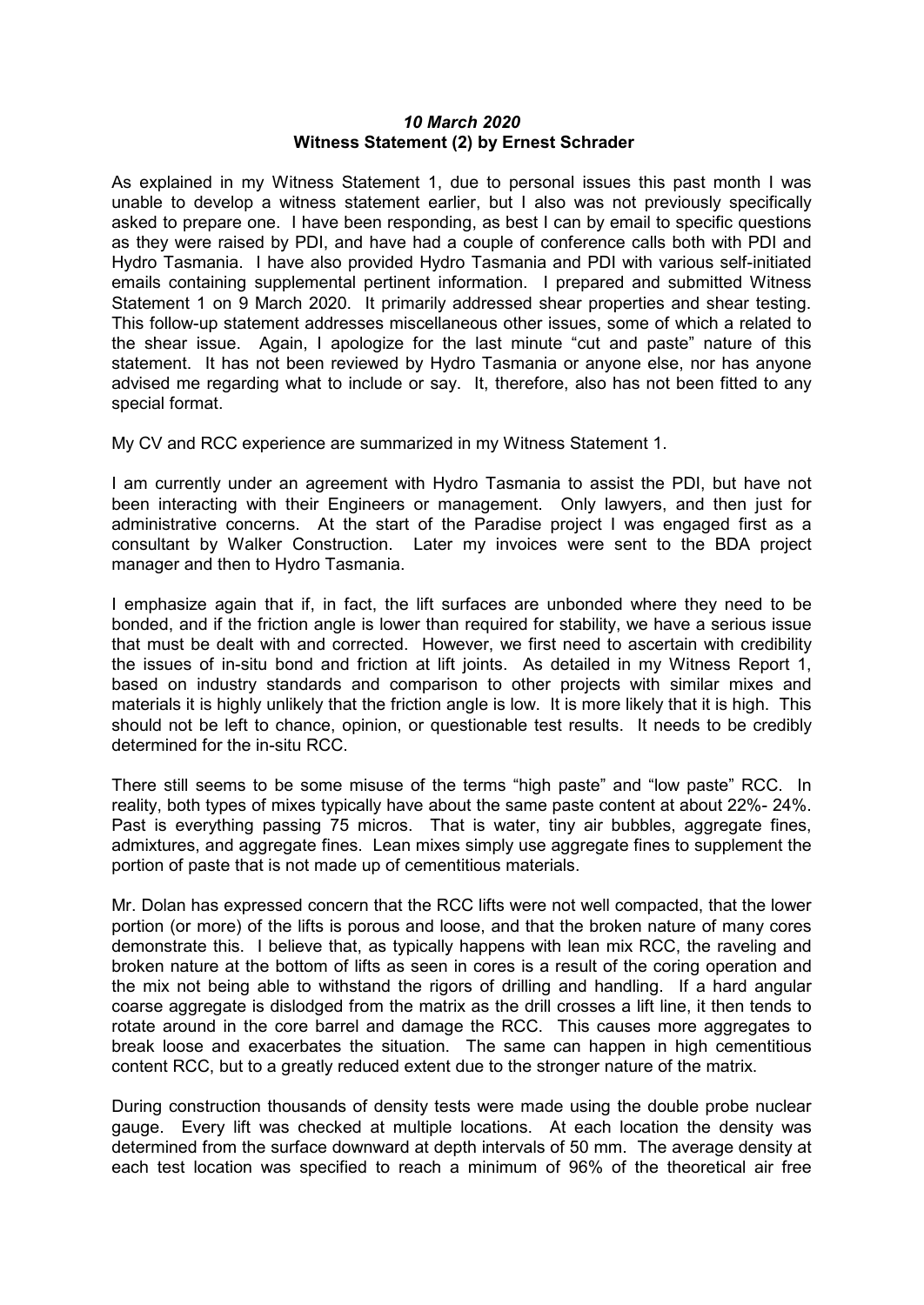***10 March 2020***
**Witness Statement (2) by Ernest Schrader**

As explained in my Witness Statement 1, due to personal issues this past month I was unable to develop a witness statement earlier, but I also was not previously specifically asked to prepare one. I have been responding, as best I can by email to specific questions as they were raised by PDI, and have had a couple of conference calls both with PDI and Hydro Tasmania. I have also provided Hydro Tasmania and PDI with various self-initiated emails containing supplemental pertinent information. I prepared and submitted Witness Statement 1 on 9 March 2020. It primarily addressed shear properties and shear testing. This follow-up statement addresses miscellaneous other issues, some of which a related to the shear issue. Again, I apologize for the last minute "cut and paste" nature of this statement. It has not been reviewed by Hydro Tasmania or anyone else, nor has anyone advised me regarding what to include or say. It, therefore, also has not been fitted to any special format.

My CV and RCC experience are summarized in my Witness Statement 1.

I am currently under an agreement with Hydro Tasmania to assist the PDI, but have not been interacting with their Engineers or management. Only lawyers, and then just for administrative concerns. At the start of the Paradise project I was engaged first as a consultant by Walker Construction. Later my invoices were sent to the BDA project manager and then to Hydro Tasmania.

I emphasize again that if, in fact, the lift surfaces are unbonded where they need to be bonded, and if the friction angle is lower than required for stability, we have a serious issue that must be dealt with and corrected. However, we first need to ascertain with credibility the issues of in-situ bond and friction at lift joints. As detailed in my Witness Report 1, based on industry standards and comparison to other projects with similar mixes and materials it is highly unlikely that the friction angle is low. It is more likely that it is high. This should not be left to chance, opinion, or questionable test results. It needs to be credibly determined for the in-situ RCC.

There still seems to be some misuse of the terms "high paste" and "low paste" RCC. In reality, both types of mixes typically have about the same paste content at about 22%- 24%. Past is everything passing 75 micros. That is water, tiny air bubbles, aggregate fines, admixtures, and aggregate fines. Lean mixes simply use aggregate fines to supplement the portion of paste that is not made up of cementitious materials.

Mr. Dolan has expressed concern that the RCC lifts were not well compacted, that the lower portion (or more) of the lifts is porous and loose, and that the broken nature of many cores demonstrate this. I believe that, as typically happens with lean mix RCC, the raveling and broken nature at the bottom of lifts as seen in cores is a result of the coring operation and the mix not being able to withstand the rigors of drilling and handling. If a hard angular coarse aggregate is dislodged from the matrix as the drill crosses a lift line, it then tends to rotate around in the core barrel and damage the RCC. This causes more aggregates to break loose and exacerbates the situation. The same can happen in high cementitious content RCC, but to a greatly reduced extent due to the stronger nature of the matrix.

During construction thousands of density tests were made using the double probe nuclear gauge. Every lift was checked at multiple locations. At each location the density was determined from the surface downward at depth intervals of 50 mm. The average density at each test location was specified to reach a minimum of 96% of the theoretical air free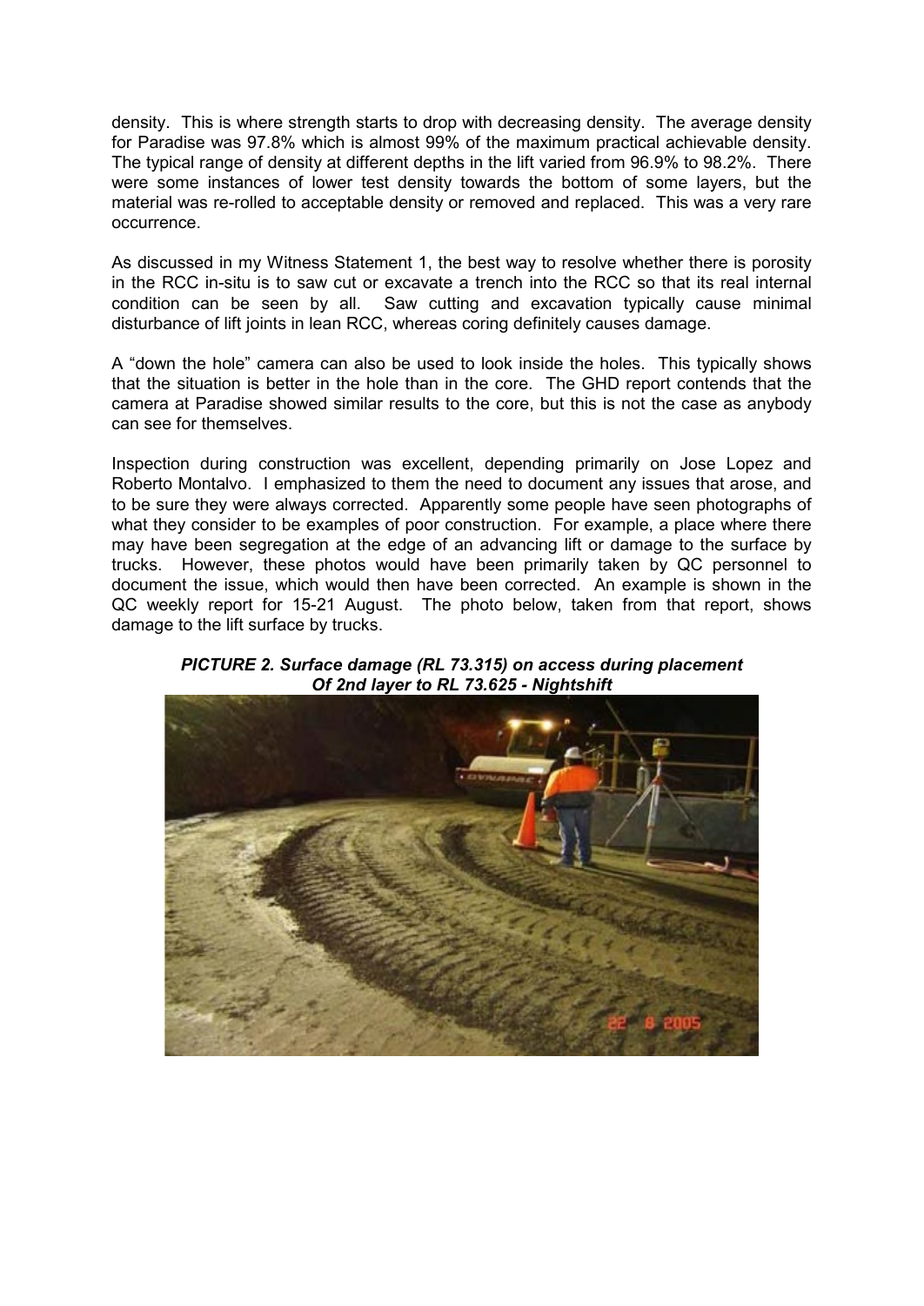density. This is where strength starts to drop with decreasing density. The average density for Paradise was 97.8% which is almost 99% of the maximum practical achievable density. The typical range of density at different depths in the lift varied from 96.9% to 98.2%. There were some instances of lower test density towards the bottom of some layers, but the material was re-rolled to acceptable density or removed and replaced. This was a very rare occurrence.

As discussed in my Witness Statement 1, the best way to resolve whether there is porosity in the RCC in-situ is to saw cut or excavate a trench into the RCC so that its real internal condition can be seen by all. Saw cutting and excavation typically cause minimal disturbance of lift joints in lean RCC, whereas coring definitely causes damage.

A "down the hole" camera can also be used to look inside the holes. This typically shows that the situation is better in the hole than in the core. The GHD report contends that the camera at Paradise showed similar results to the core, but this is not the case as anybody can see for themselves.

Inspection during construction was excellent, depending primarily on Jose Lopez and Roberto Montalvo. I emphasized to them the need to document any issues that arose, and to be sure they were always corrected. Apparently some people have seen photographs of what they consider to be examples of poor construction. For example, a place where there may have been segregation at the edge of an advancing lift or damage to the surface by trucks. However, these photos would have been primarily taken by QC personnel to document the issue, which would then have been corrected. An example is shown in the QC weekly report for 15-21 August. The photo below, taken from that report, shows damage to the lift surface by trucks.

***PICTURE 2. Surface damage (RL 73.315) on access during placement Of 2nd layer to RL 73.625 - Nightshift***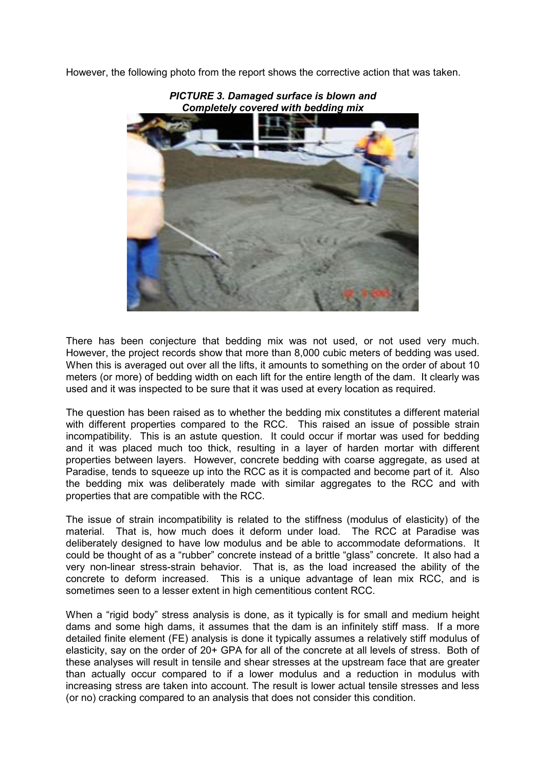However, the following photo from the report shows the corrective action that was taken.

***PICTURE 3. Damaged surface is blown and Completely covered with bedding mix***

There has been conjecture that bedding mix was not used, or not used very much. However, the project records show that more than 8,000 cubic meters of bedding was used. When this is averaged out over all the lifts, it amounts to something on the order of about 10 meters (or more) of bedding width on each lift for the entire length of the dam. It clearly was used and it was inspected to be sure that it was used at every location as required.

The question has been raised as to whether the bedding mix constitutes a different material with different properties compared to the RCC. This raised an issue of possible strain incompatibility. This is an astute question. It could occur if mortar was used for bedding and it was placed much too thick, resulting in a layer of harden mortar with different properties between layers. However, concrete bedding with coarse aggregate, as used at Paradise, tends to squeeze up into the RCC as it is compacted and become part of it. Also the bedding mix was deliberately made with similar aggregates to the RCC and with properties that are compatible with the RCC.

The issue of strain incompatibility is related to the stiffness (modulus of elasticity) of the material. That is, how much does it deform under load. The RCC at Paradise was deliberately designed to have low modulus and be able to accommodate deformations. It could be thought of as a "rubber" concrete instead of a brittle "glass" concrete. It also had a very non-linear stress-strain behavior. That is, as the load increased the ability of the concrete to deform increased. This is a unique advantage of lean mix RCC, and is sometimes seen to a lesser extent in high cementitious content RCC.

When a "rigid body" stress analysis is done, as it typically is for small and medium height dams and some high dams, it assumes that the dam is an infinitely stiff mass. If a more detailed finite element (FE) analysis is done it typically assumes a relatively stiff modulus of elasticity, say on the order of 20+ GPA for all of the concrete at all levels of stress. Both of these analyses will result in tensile and shear stresses at the upstream face that are greater than actually occur compared to if a lower modulus and a reduction in modulus with increasing stress are taken into account. The result is lower actual tensile stresses and less (or no) cracking compared to an analysis that does not consider this condition.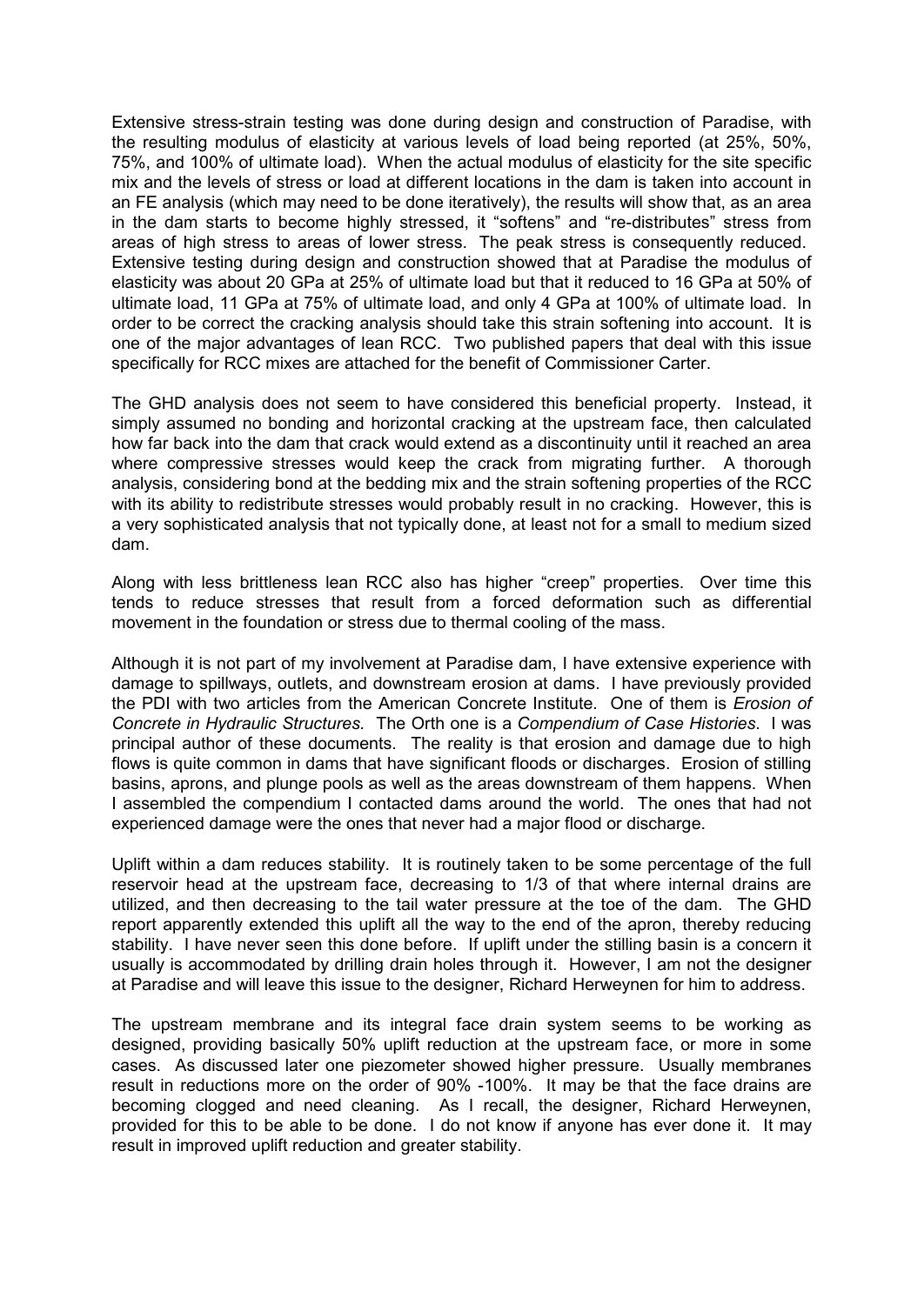Extensive stress-strain testing was done during design and construction of Paradise, with the resulting modulus of elasticity at various levels of load being reported (at 25%, 50%, 75%, and 100% of ultimate load). When the actual modulus of elasticity for the site specific mix and the levels of stress or load at different locations in the dam is taken into account in an FE analysis (which may need to be done iteratively), the results will show that, as an area in the dam starts to become highly stressed, it "softens" and "re-distributes" stress from areas of high stress to areas of lower stress. The peak stress is consequently reduced. Extensive testing during design and construction showed that at Paradise the modulus of elasticity was about 20 GPa at 25% of ultimate load but that it reduced to 16 GPa at 50% of ultimate load, 11 GPa at 75% of ultimate load, and only 4 GPa at 100% of ultimate load. In order to be correct the cracking analysis should take this strain softening into account. It is one of the major advantages of lean RCC. Two published papers that deal with this issue specifically for RCC mixes are attached for the benefit of Commissioner Carter.

The GHD analysis does not seem to have considered this beneficial property. Instead, it simply assumed no bonding and horizontal cracking at the upstream face, then calculated how far back into the dam that crack would extend as a discontinuity until it reached an area where compressive stresses would keep the crack from migrating further. A thorough analysis, considering bond at the bedding mix and the strain softening properties of the RCC with its ability to redistribute stresses would probably result in no cracking. However, this is a very sophisticated analysis that not typically done, at least not for a small to medium sized dam.

Along with less brittleness lean RCC also has higher "creep" properties. Over time this tends to reduce stresses that result from a forced deformation such as differential movement in the foundation or stress due to thermal cooling of the mass.

Although it is not part of my involvement at Paradise dam, I have extensive experience with damage to spillways, outlets, and downstream erosion at dams. I have previously provided the PDI with two articles from the American Concrete Institute. One of them is *Erosion of Concrete in Hydraulic Structures.* The Orth one is a *Compendium of Case Histories*. I was principal author of these documents. The reality is that erosion and damage due to high flows is quite common in dams that have significant floods or discharges. Erosion of stilling basins, aprons, and plunge pools as well as the areas downstream of them happens. When I assembled the compendium I contacted dams around the world. The ones that had not experienced damage were the ones that never had a major flood or discharge.

Uplift within a dam reduces stability. It is routinely taken to be some percentage of the full reservoir head at the upstream face, decreasing to 1/3 of that where internal drains are utilized, and then decreasing to the tail water pressure at the toe of the dam. The GHD report apparently extended this uplift all the way to the end of the apron, thereby reducing stability. I have never seen this done before. If uplift under the stilling basin is a concern it usually is accommodated by drilling drain holes through it. However, I am not the designer at Paradise and will leave this issue to the designer, Richard Herweynen for him to address.

The upstream membrane and its integral face drain system seems to be working as designed, providing basically 50% uplift reduction at the upstream face, or more in some cases. As discussed later one piezometer showed higher pressure. Usually membranes result in reductions more on the order of 90% -100%. It may be that the face drains are becoming clogged and need cleaning. As I recall, the designer, Richard Herweynen, provided for this to be able to be done. I do not know if anyone has ever done it. It may result in improved uplift reduction and greater stability.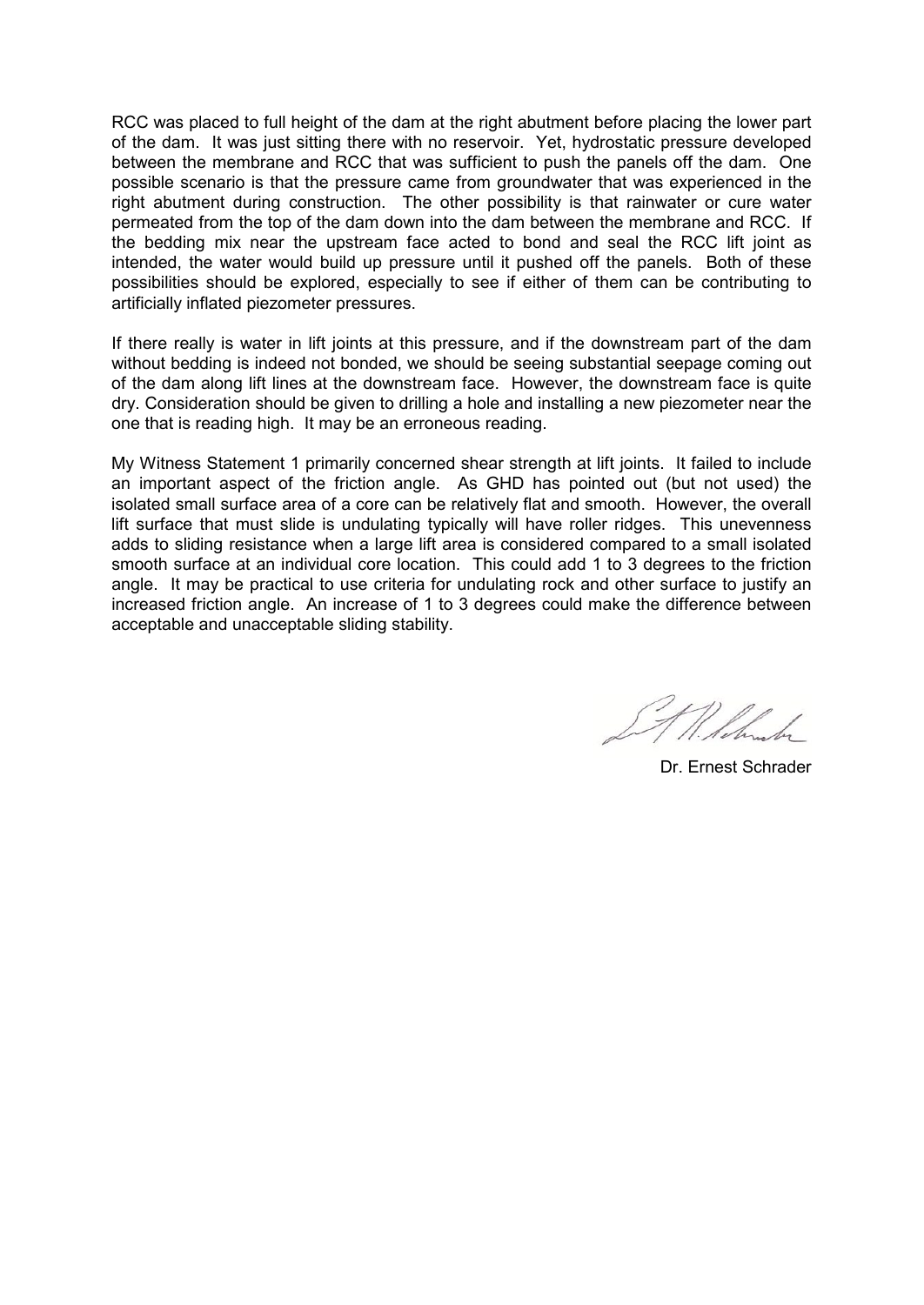RCC was placed to full height of the dam at the right abutment before placing the lower part of the dam. It was just sitting there with no reservoir. Yet, hydrostatic pressure developed between the membrane and RCC that was sufficient to push the panels off the dam. One possible scenario is that the pressure came from groundwater that was experienced in the right abutment during construction. The other possibility is that rainwater or cure water permeated from the top of the dam down into the dam between the membrane and RCC. If the bedding mix near the upstream face acted to bond and seal the RCC lift joint as intended, the water would build up pressure until it pushed off the panels. Both of these possibilities should be explored, especially to see if either of them can be contributing to artificially inflated piezometer pressures.

If there really is water in lift joints at this pressure, and if the downstream part of the dam without bedding is indeed not bonded, we should be seeing substantial seepage coming out of the dam along lift lines at the downstream face. However, the downstream face is quite dry. Consideration should be given to drilling a hole and installing a new piezometer near the one that is reading high. It may be an erroneous reading.

My Witness Statement 1 primarily concerned shear strength at lift joints. It failed to include an important aspect of the friction angle. As GHD has pointed out (but not used) the isolated small surface area of a core can be relatively flat and smooth. However, the overall lift surface that must slide is undulating typically will have roller ridges. This unevenness adds to sliding resistance when a large lift area is considered compared to a small isolated smooth surface at an individual core location. This could add 1 to 3 degrees to the friction angle. It may be practical to use criteria for undulating rock and other surface to justify an increased friction angle. An increase of 1 to 3 degrees could make the difference between acceptable and unacceptable sliding stability.

Dr. Ernest Schrader